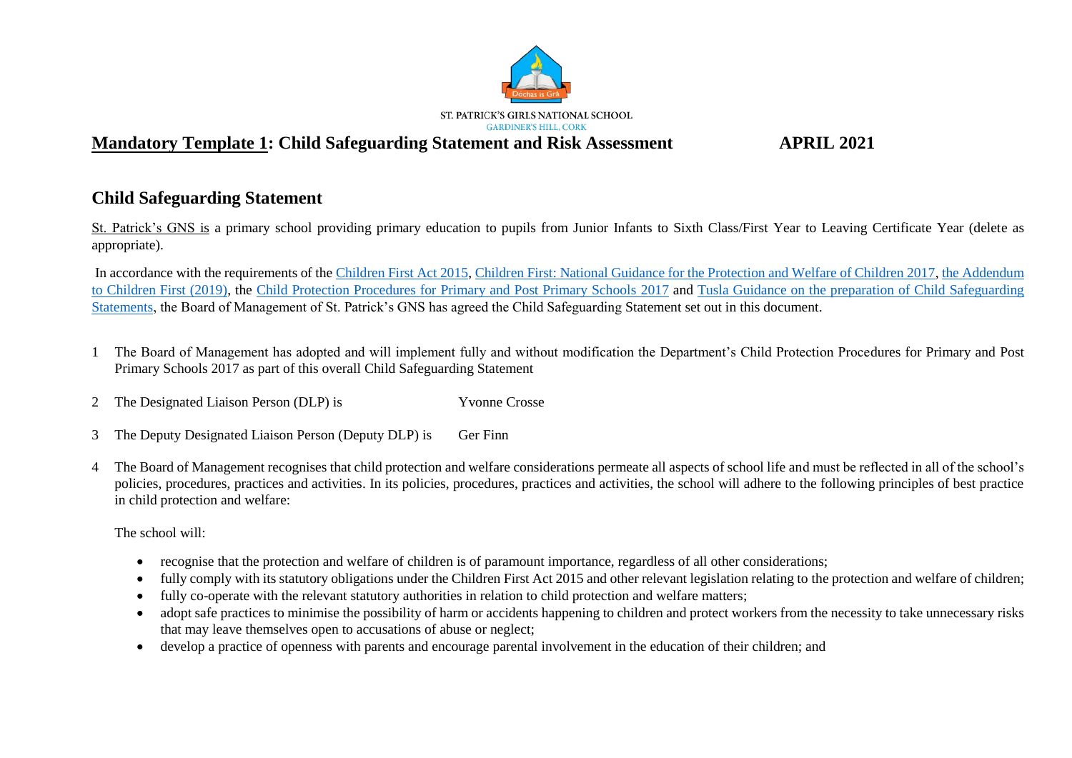ST. PATRICK'S GIRLS NATIONAL SCHOOL
GARDINER'S HILL, CORK

## Mandatory Template 1: Child Safeguarding Statement and Risk Assessment APRIL 2021

## Child Safeguarding Statement

St. Patrick's GNS is a primary school providing primary education to pupils from Junior Infants to Sixth Class/First Year to Leaving Certificate Year (delete as appropriate).

In accordance with the requirements of the Children First Act 2015, Children First: National Guidance for the Protection and Welfare of Children 2017, the Addendum to Children First (2019), the Child Protection Procedures for Primary and Post Primary Schools 2017 and Tusla Guidance on the preparation of Child Safeguarding Statements, the Board of Management of St. Patrick's GNS has agreed the Child Safeguarding Statement set out in this document.

1. The Board of Management has adopted and will implement fully and without modification the Department's Child Protection Procedures for Primary and Post Primary Schools 2017 as part of this overall Child Safeguarding Statement

2. The Designated Liaison Person (DLP) is Yvonne Crosse

3. The Deputy Designated Liaison Person (Deputy DLP) is Ger Finn

4. The Board of Management recognises that child protection and welfare considerations permeate all aspects of school life and must be reflected in all of the school's policies, procedures, practices and activities. In its policies, procedures, practices and activities, the school will adhere to the following principles of best practice in child protection and welfare:

   The school will:

   - recognise that the protection and welfare of children is of paramount importance, regardless of all other considerations;
   - fully comply with its statutory obligations under the Children First Act 2015 and other relevant legislation relating to the protection and welfare of children;
   - fully co-operate with the relevant statutory authorities in relation to child protection and welfare matters;
   - adopt safe practices to minimise the possibility of harm or accidents happening to children and protect workers from the necessity to take unnecessary risks that may leave themselves open to accusations of abuse or neglect;
   - develop a practice of openness with parents and encourage parental involvement in the education of their children; and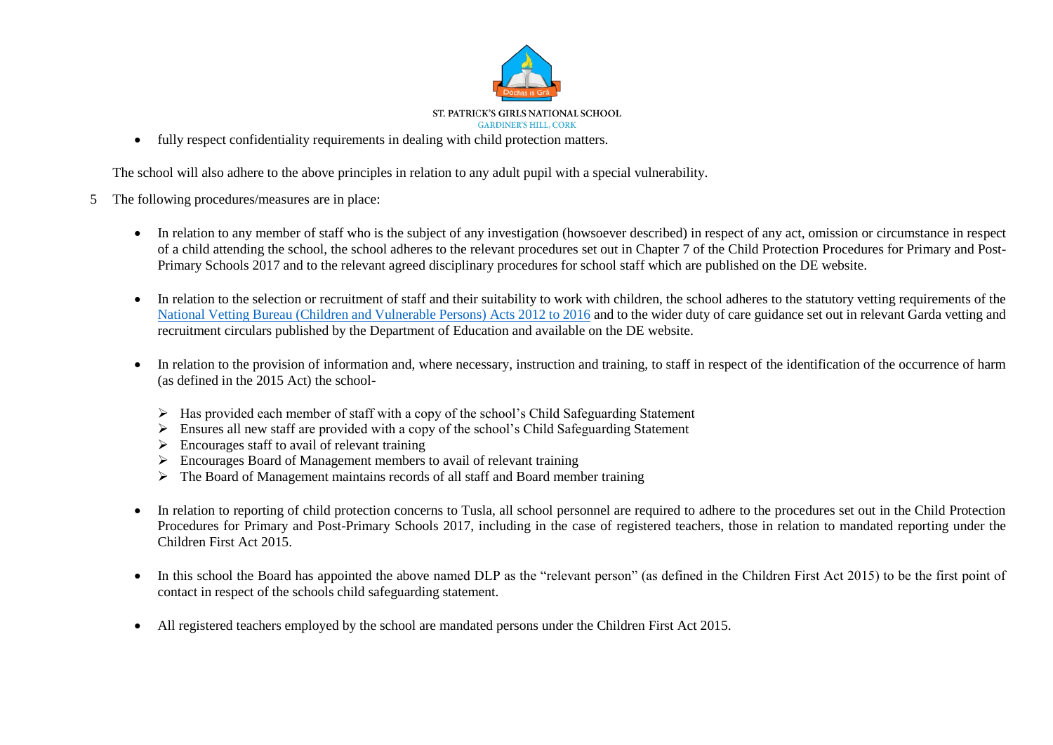- fully respect confidentiality requirements in dealing with child protection matters.

The school will also adhere to the above principles in relation to any adult pupil with a special vulnerability.

5 The following procedures/measures are in place:

- In relation to any member of staff who is the subject of any investigation (howsoever described) in respect of any act, omission or circumstance in respect of a child attending the school, the school adheres to the relevant procedures set out in Chapter 7 of the Child Protection Procedures for Primary and Post-Primary Schools 2017 and to the relevant agreed disciplinary procedures for school staff which are published on the DE website.

- In relation to the selection or recruitment of staff and their suitability to work with children, the school adheres to the statutory vetting requirements of the National Vetting Bureau (Children and Vulnerable Persons) Acts 2012 to 2016 and to the wider duty of care guidance set out in relevant Garda vetting and recruitment circulars published by the Department of Education and available on the DE website.

- In relation to the provision of information and, where necessary, instruction and training, to staff in respect of the identification of the occurrence of harm (as defined in the 2015 Act) the school-

  - Has provided each member of staff with a copy of the school's Child Safeguarding Statement
  - Ensures all new staff are provided with a copy of the school's Child Safeguarding Statement
  - Encourages staff to avail of relevant training
  - Encourages Board of Management members to avail of relevant training
  - The Board of Management maintains records of all staff and Board member training

- In relation to reporting of child protection concerns to Tusla, all school personnel are required to adhere to the procedures set out in the Child Protection Procedures for Primary and Post-Primary Schools 2017, including in the case of registered teachers, those in relation to mandated reporting under the Children First Act 2015.

- In this school the Board has appointed the above named DLP as the "relevant person" (as defined in the Children First Act 2015) to be the first point of contact in respect of the schools child safeguarding statement.

- All registered teachers employed by the school are mandated persons under the Children First Act 2015.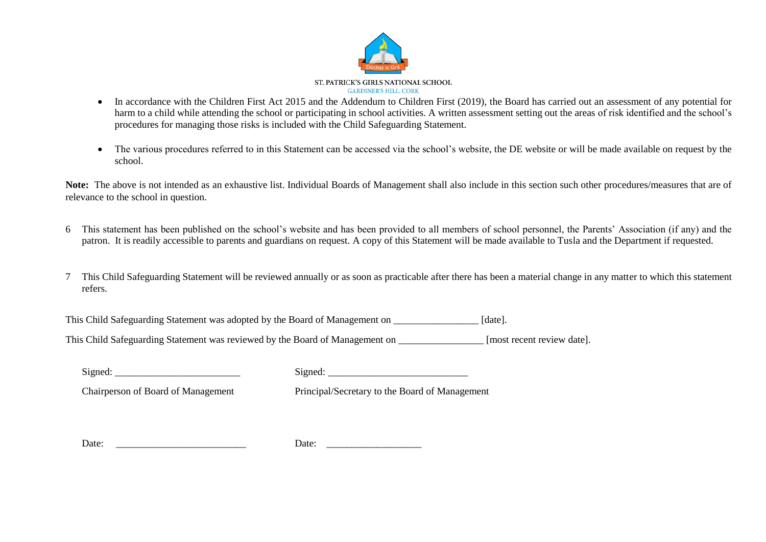- In accordance with the Children First Act 2015 and the Addendum to Children First (2019), the Board has carried out an assessment of any potential for harm to a child while attending the school or participating in school activities. A written assessment setting out the areas of risk identified and the school's procedures for managing those risks is included with the Child Safeguarding Statement.

- The various procedures referred to in this Statement can be accessed via the school's website, the DE website or will be made available on request by the school.

**Note:** The above is not intended as an exhaustive list. Individual Boards of Management shall also include in this section such other procedures/measures that are of relevance to the school in question.

6 This statement has been published on the school's website and has been provided to all members of school personnel, the Parents' Association (if any) and the patron. It is readily accessible to parents and guardians on request. A copy of this Statement will be made available to Tusla and the Department if requested.

7 This Child Safeguarding Statement will be reviewed annually or as soon as practicable after there has been a material change in any matter to which this statement refers.

This Child Safeguarding Statement was adopted by the Board of Management on _________________ [date].

This Child Safeguarding Statement was reviewed by the Board of Management on _________________ [most recent review date].

Signed: _________________________ Signed: ____________________________

Chairperson of Board of Management Principal/Secretary to the Board of Management

Date: __________________________ Date: ___________________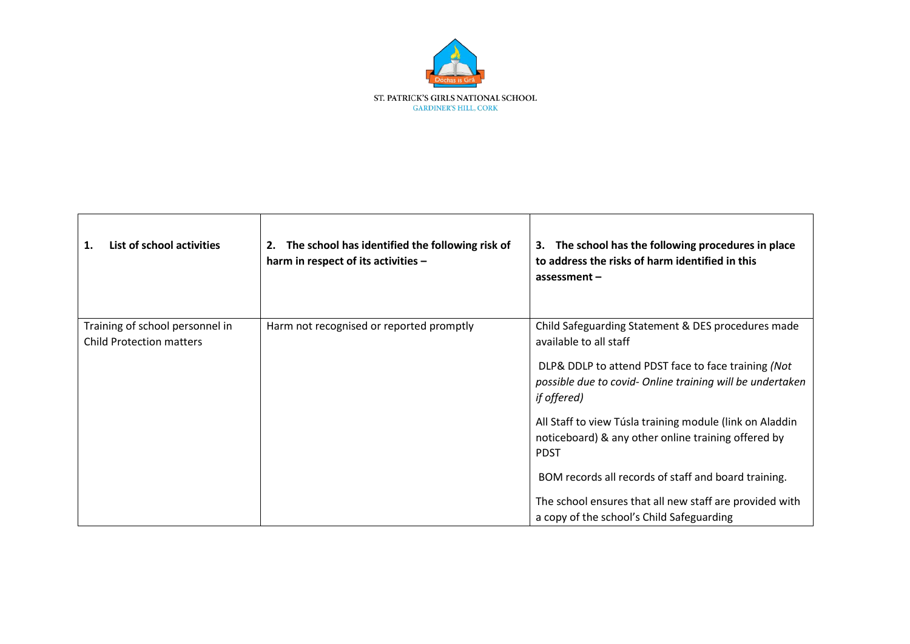ST. PATRICK'S GIRLS NATIONAL SCHOOL
GARDINER'S HILL, CORK

| 1. List of school activities | 2. The school has identified the following risk of harm in respect of its activities – | 3. The school has the following procedures in place to address the risks of harm identified in this assessment – |
|---|---|---|
| Training of school personnel in Child Protection matters | Harm not recognised or reported promptly | Child Safeguarding Statement & DES procedures made available to all staff<br><br>DLP& DDLP to attend PDST face to face training *(Not possible due to covid- Online training will be undertaken if offered)*<br><br>All Staff to view Túsla training module (link on Aladdin noticeboard) & any other online training offered by PDST<br><br>BOM records all records of staff and board training.<br><br>The school ensures that all new staff are provided with a copy of the school's Child Safeguarding |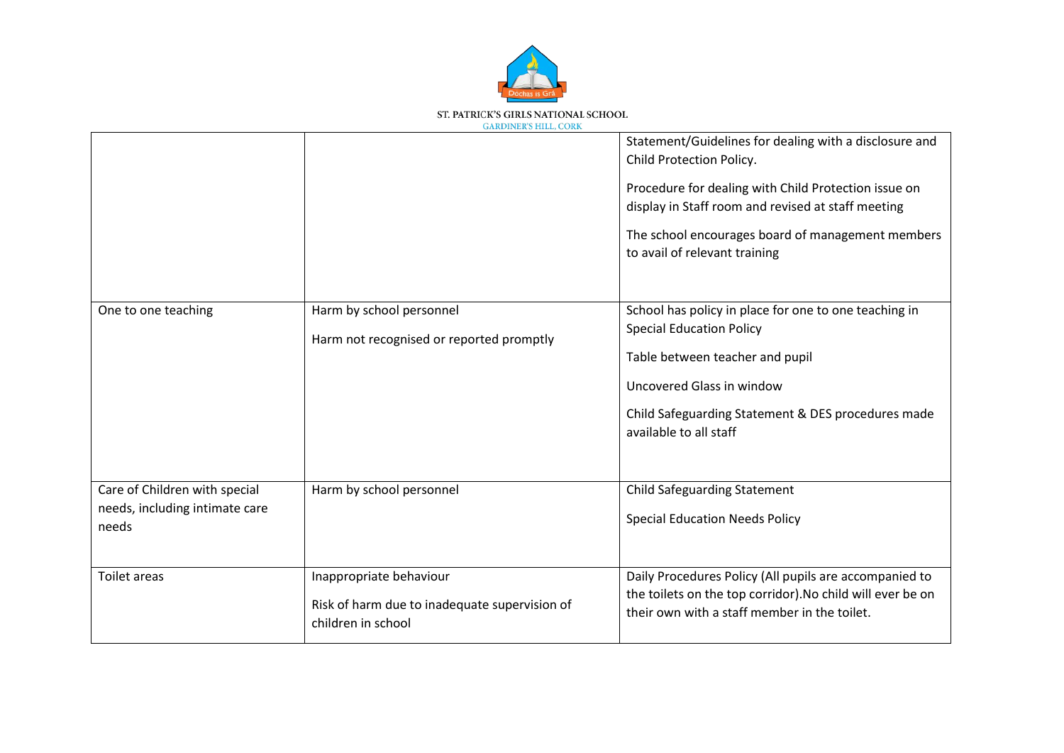| | | |
|---|---|---|
| | | Statement/Guidelines for dealing with a disclosure and Child Protection Policy.<br><br>Procedure for dealing with Child Protection issue on display in Staff room and revised at staff meeting<br><br>The school encourages board of management members to avail of relevant training |
| One to one teaching | Harm by school personnel<br><br>Harm not recognised or reported promptly | School has policy in place for one to one teaching in Special Education Policy<br><br>Table between teacher and pupil<br><br>Uncovered Glass in window<br><br>Child Safeguarding Statement & DES procedures made available to all staff |
| Care of Children with special needs, including intimate care needs | Harm by school personnel | Child Safeguarding Statement<br><br>Special Education Needs Policy |
| Toilet areas | Inappropriate behaviour<br><br>Risk of harm due to inadequate supervision of children in school | Daily Procedures Policy (All pupils are accompanied to the toilets on the top corridor).No child will ever be on their own with a staff member in the toilet. |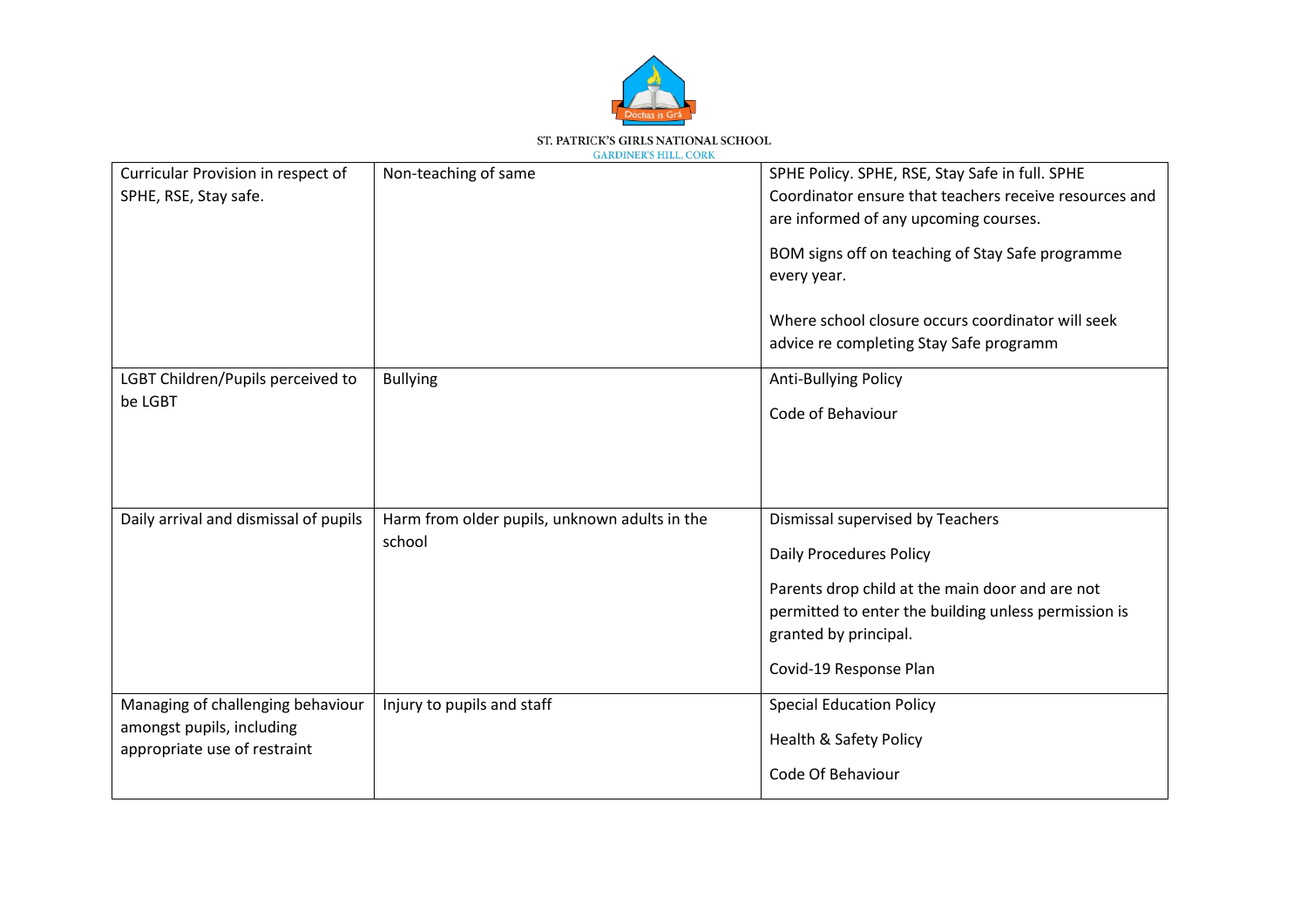| | | |
|---|---|---|
| Curricular Provision in respect of SPHE, RSE, Stay safe. | Non-teaching of same | SPHE Policy. SPHE, RSE, Stay Safe in full. SPHE Coordinator ensure that teachers receive resources and are informed of any upcoming courses.<br><br>BOM signs off on teaching of Stay Safe programme every year.<br><br>Where school closure occurs coordinator will seek advice re completing Stay Safe programm |
| LGBT Children/Pupils perceived to be LGBT | Bullying | Anti-Bullying Policy<br><br>Code of Behaviour |
| Daily arrival and dismissal of pupils | Harm from older pupils, unknown adults in the school | Dismissal supervised by Teachers<br><br>Daily Procedures Policy<br><br>Parents drop child at the main door and are not permitted to enter the building unless permission is granted by principal.<br><br>Covid-19 Response Plan |
| Managing of challenging behaviour amongst pupils, including appropriate use of restraint | Injury to pupils and staff | Special Education Policy<br><br>Health & Safety Policy<br><br>Code Of Behaviour |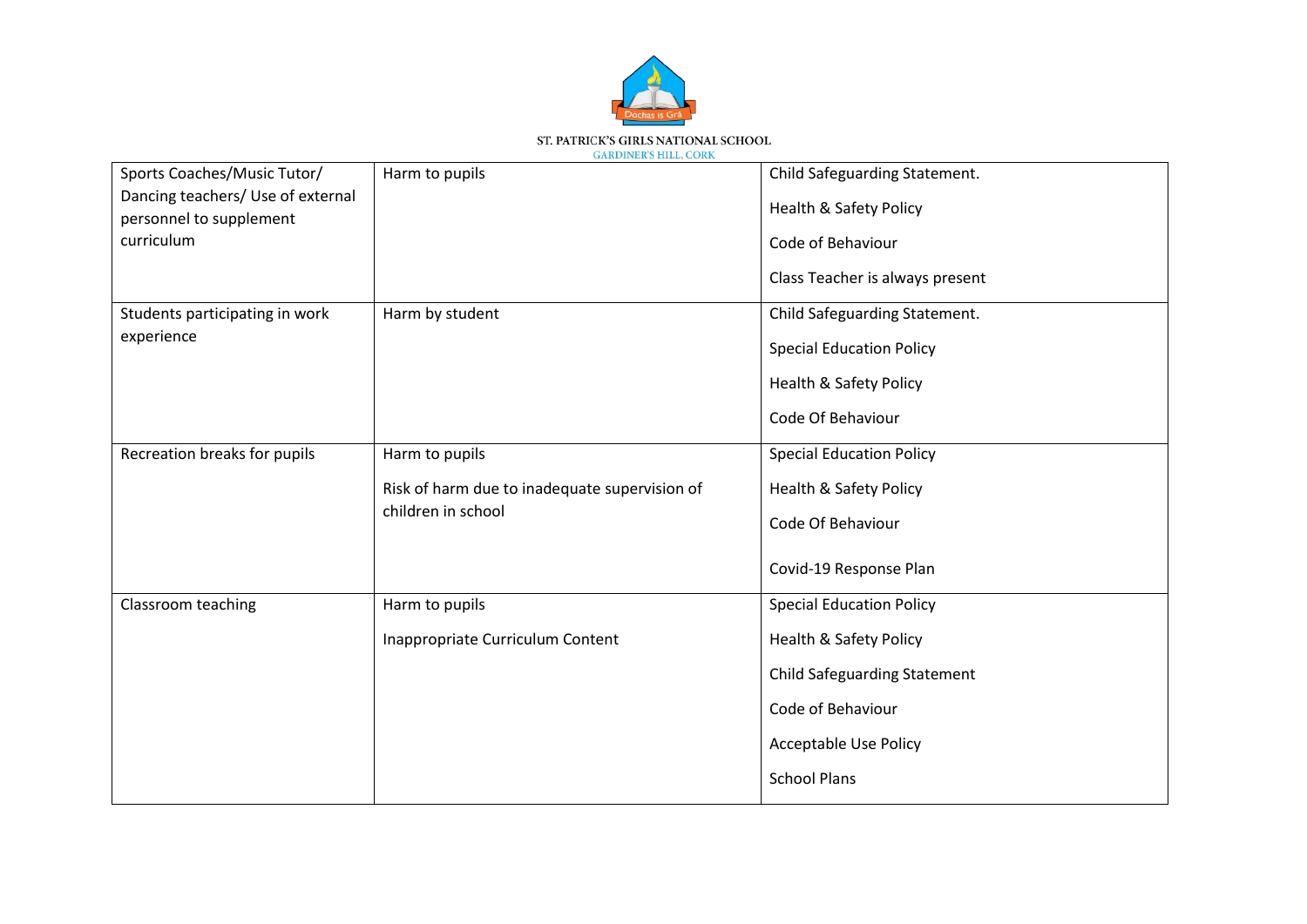| Sports Coaches/Music Tutor/ Dancing teachers/ Use of external personnel to supplement curriculum | Harm to pupils | Child Safeguarding Statement.<br>Health & Safety Policy<br>Code of Behaviour<br>Class Teacher is always present |
|---|---|---|
| Students participating in work experience | Harm by student | Child Safeguarding Statement.<br>Special Education Policy<br>Health & Safety Policy<br>Code Of Behaviour |
| Recreation breaks for pupils | Harm to pupils<br>Risk of harm due to inadequate supervision of children in school | Special Education Policy<br>Health & Safety Policy<br>Code Of Behaviour<br>Covid-19 Response Plan |
| Classroom teaching | Harm to pupils<br>Inappropriate Curriculum Content | Special Education Policy<br>Health & Safety Policy<br>Child Safeguarding Statement<br>Code of Behaviour<br>Acceptable Use Policy<br>School Plans |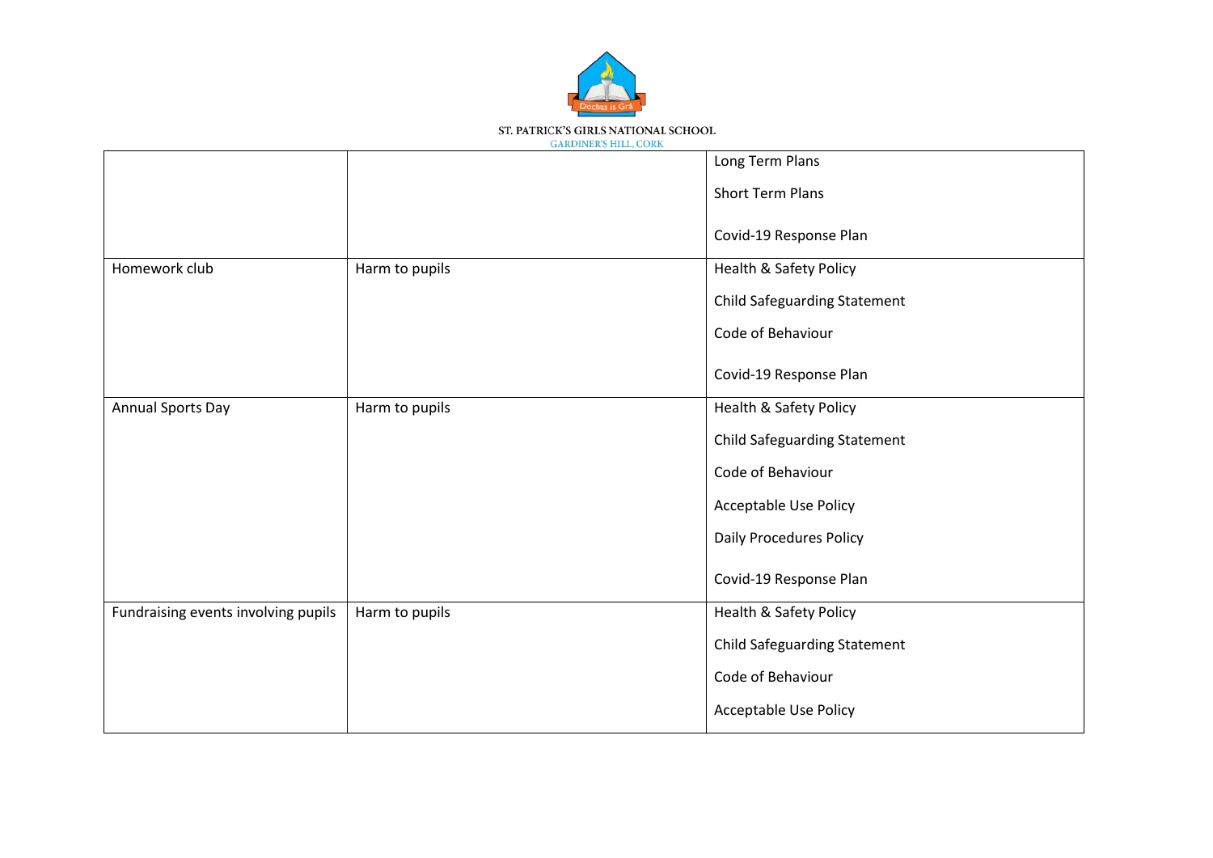| | | |
|---|---|---|
| | | Long Term Plans<br><br>Short Term Plans<br><br>Covid-19 Response Plan |
| Homework club | Harm to pupils | Health & Safety Policy<br><br>Child Safeguarding Statement<br><br>Code of Behaviour<br><br>Covid-19 Response Plan |
| Annual Sports Day | Harm to pupils | Health & Safety Policy<br><br>Child Safeguarding Statement<br><br>Code of Behaviour<br><br>Acceptable Use Policy<br><br>Daily Procedures Policy<br><br>Covid-19 Response Plan |
| Fundraising events involving pupils | Harm to pupils | Health & Safety Policy<br><br>Child Safeguarding Statement<br><br>Code of Behaviour<br><br>Acceptable Use Policy |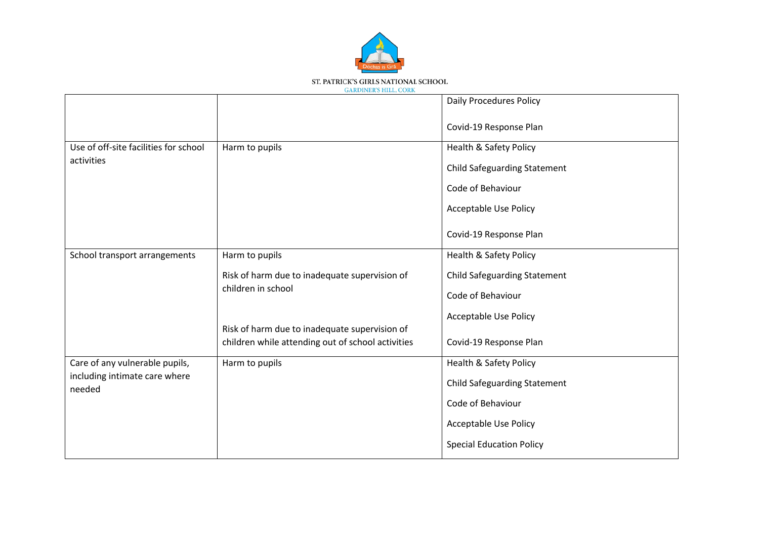| | | |
|---|---|---|
| | | Daily Procedures Policy<br><br>Covid-19 Response Plan |
| Use of off-site facilities for school activities | Harm to pupils | Health & Safety Policy<br><br>Child Safeguarding Statement<br><br>Code of Behaviour<br><br>Acceptable Use Policy<br><br>Covid-19 Response Plan |
| School transport arrangements | Harm to pupils<br><br>Risk of harm due to inadequate supervision of children in school<br><br>Risk of harm due to inadequate supervision of children while attending out of school activities | Health & Safety Policy<br><br>Child Safeguarding Statement<br><br>Code of Behaviour<br><br>Acceptable Use Policy<br><br>Covid-19 Response Plan |
| Care of any vulnerable pupils, including intimate care where needed | Harm to pupils | Health & Safety Policy<br><br>Child Safeguarding Statement<br><br>Code of Behaviour<br><br>Acceptable Use Policy<br><br>Special Education Policy |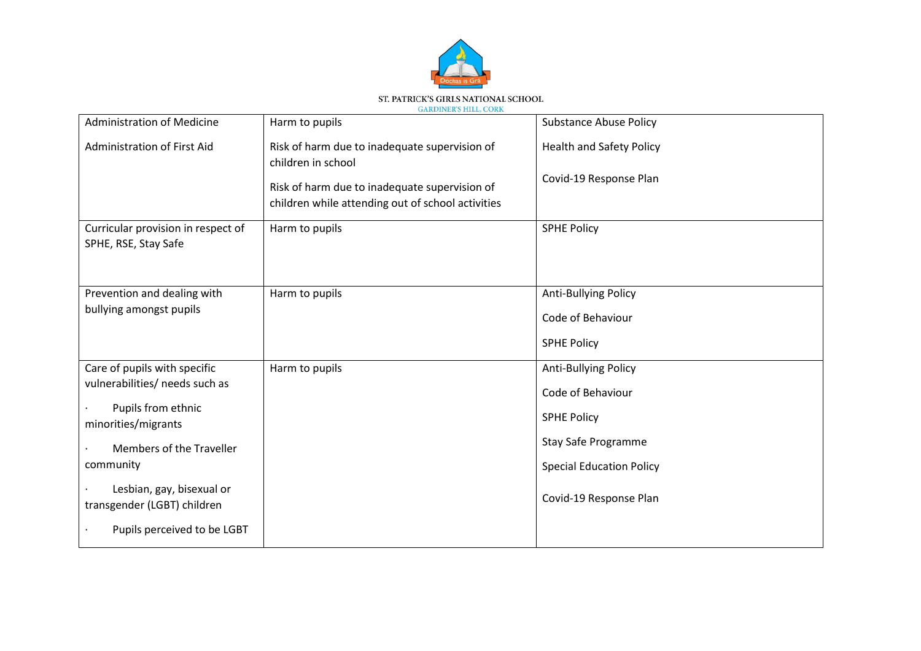| Administration of Medicine<br><br>Administration of First Aid | Harm to pupils<br><br>Risk of harm due to inadequate supervision of children in school<br><br>Risk of harm due to inadequate supervision of children while attending out of school activities | Substance Abuse Policy<br><br>Health and Safety Policy<br><br>Covid-19 Response Plan |
|---|---|---|
| Curricular provision in respect of SPHE, RSE, Stay Safe | Harm to pupils | SPHE Policy |
| Prevention and dealing with bullying amongst pupils | Harm to pupils | Anti-Bullying Policy<br><br>Code of Behaviour<br><br>SPHE Policy |
| Care of pupils with specific vulnerabilities/ needs such as<br><br>· Pupils from ethnic minorities/migrants<br><br>· Members of the Traveller community<br><br>· Lesbian, gay, bisexual or transgender (LGBT) children<br><br>· Pupils perceived to be LGBT | Harm to pupils | Anti-Bullying Policy<br><br>Code of Behaviour<br><br>SPHE Policy<br><br>Stay Safe Programme<br><br>Special Education Policy<br><br>Covid-19 Response Plan |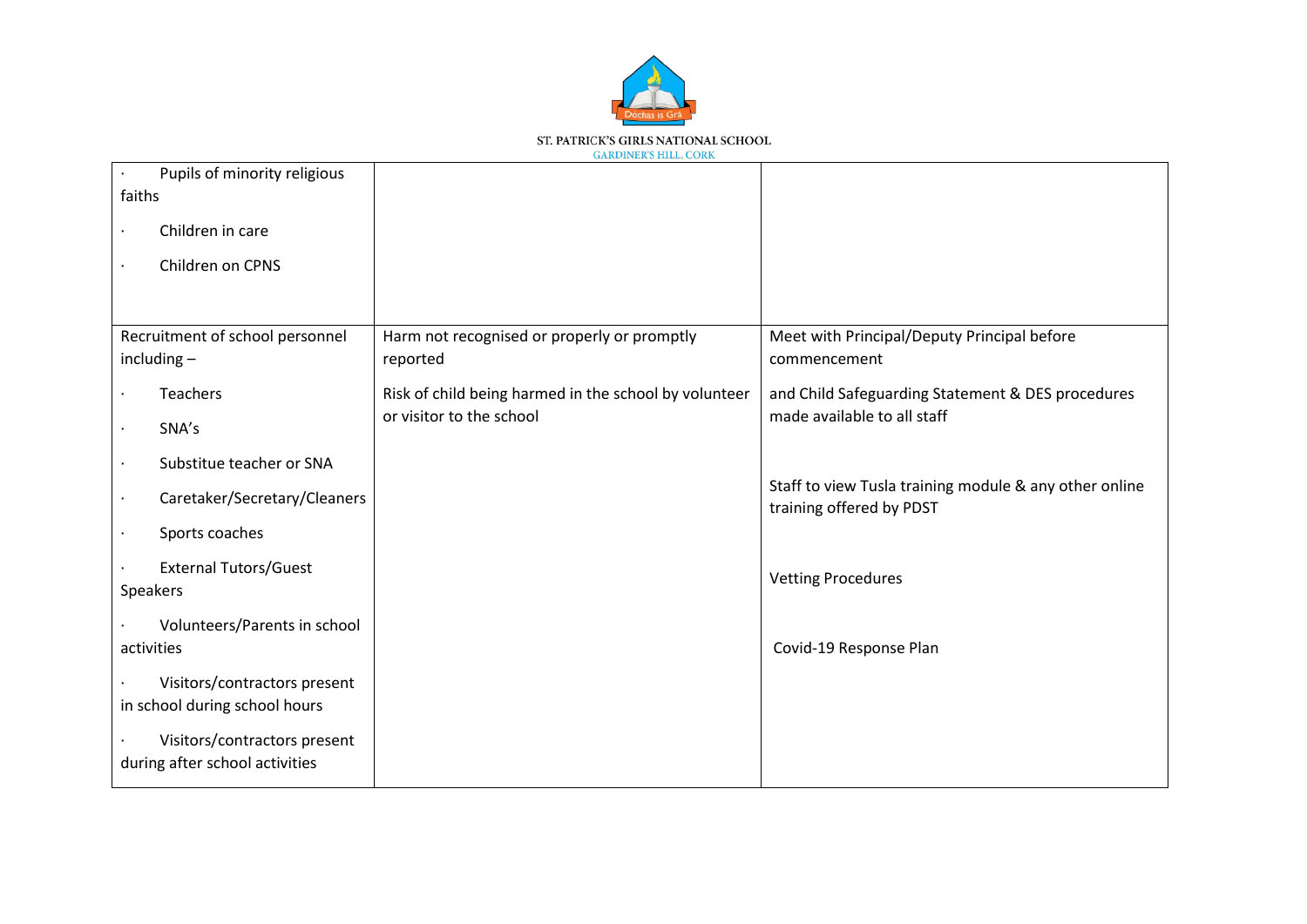| | | |
|---|---|---|
| · Pupils of minority religious faiths<br>· Children in care<br>· Children on CPNS | | |
| Recruitment of school personnel including –<br>· Teachers<br>· SNA's<br>· Substitue teacher or SNA<br>· Caretaker/Secretary/Cleaners<br>· Sports coaches<br>· External Tutors/Guest Speakers<br>· Volunteers/Parents in school activities<br>· Visitors/contractors present in school during school hours<br>· Visitors/contractors present during after school activities | Harm not recognised or properly or promptly reported<br>Risk of child being harmed in the school by volunteer or visitor to the school | Meet with Principal/Deputy Principal before commencement<br>and Child Safeguarding Statement & DES procedures made available to all staff<br>Staff to view Tusla training module & any other online training offered by PDST<br>Vetting Procedures<br>Covid-19 Response Plan |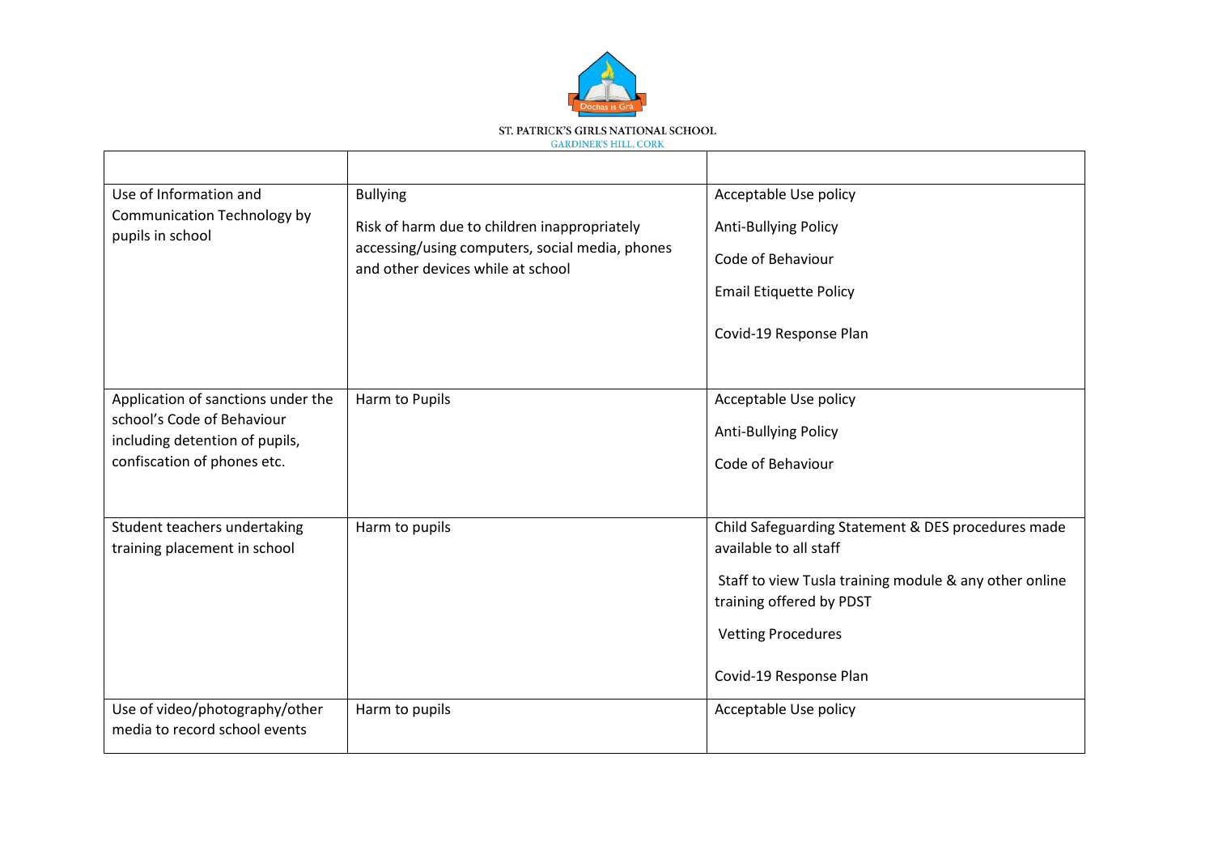| | | |
|---|---|---|
| Use of Information and Communication Technology by pupils in school | Bullying<br><br>Risk of harm due to children inappropriately accessing/using computers, social media, phones and other devices while at school | Acceptable Use policy<br><br>Anti-Bullying Policy<br><br>Code of Behaviour<br><br>Email Etiquette Policy<br><br>Covid-19 Response Plan |
| Application of sanctions under the school's Code of Behaviour including detention of pupils, confiscation of phones etc. | Harm to Pupils | Acceptable Use policy<br><br>Anti-Bullying Policy<br><br>Code of Behaviour |
| Student teachers undertaking training placement in school | Harm to pupils | Child Safeguarding Statement & DES procedures made available to all staff<br><br>Staff to view Tusla training module & any other online training offered by PDST<br><br>Vetting Procedures<br><br>Covid-19 Response Plan |
| Use of video/photography/other media to record school events | Harm to pupils | Acceptable Use policy |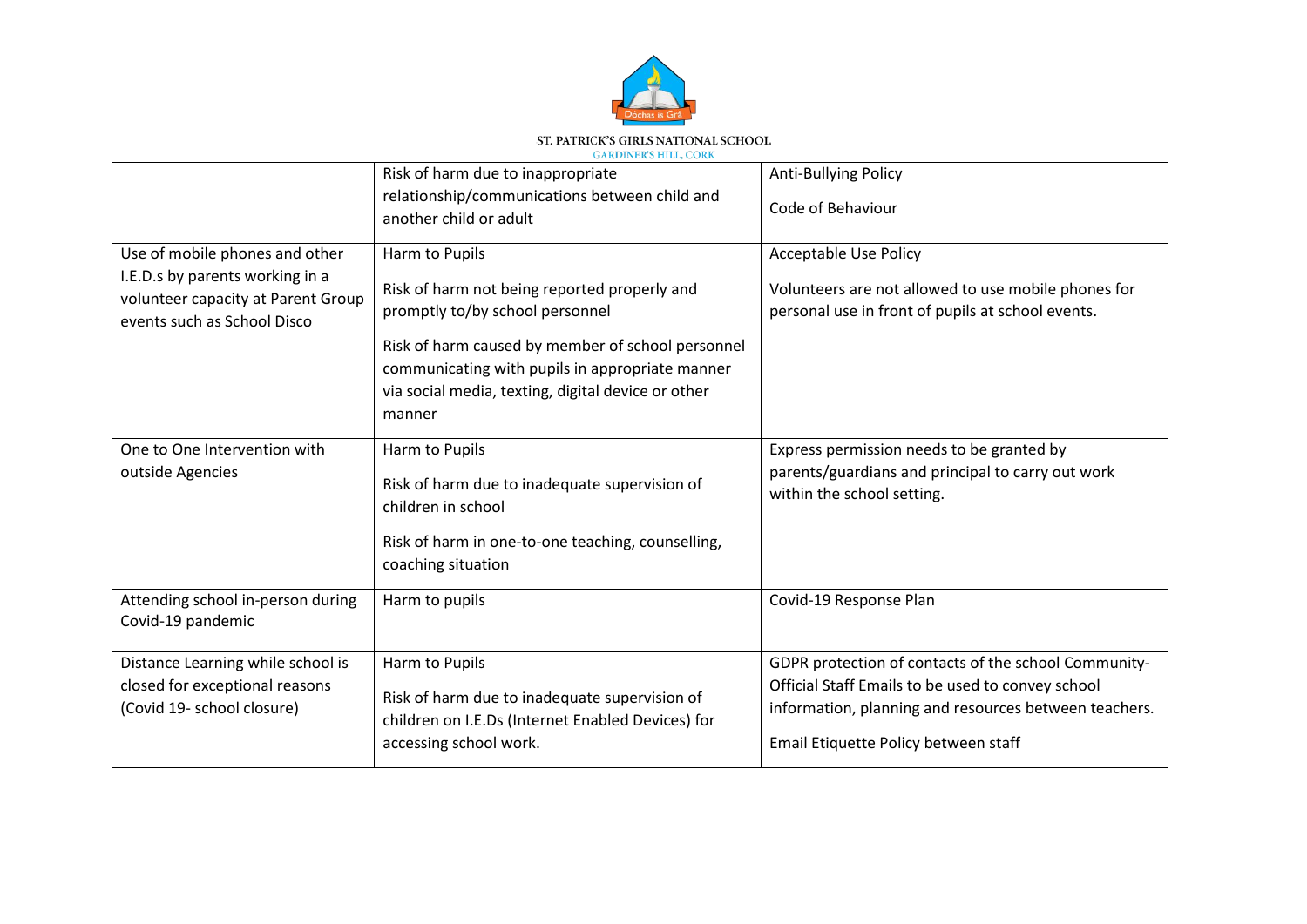| | | |
|---|---|---|
| | Risk of harm due to inappropriate relationship/communications between child and another child or adult | Anti-Bullying Policy<br><br>Code of Behaviour |
| Use of mobile phones and other I.E.D.s by parents working in a volunteer capacity at Parent Group events such as School Disco | Harm to Pupils<br><br>Risk of harm not being reported properly and promptly to/by school personnel<br><br>Risk of harm caused by member of school personnel communicating with pupils in appropriate manner via social media, texting, digital device or other manner | Acceptable Use Policy<br><br>Volunteers are not allowed to use mobile phones for personal use in front of pupils at school events. |
| One to One Intervention with outside Agencies | Harm to Pupils<br><br>Risk of harm due to inadequate supervision of children in school<br><br>Risk of harm in one-to-one teaching, counselling, coaching situation | Express permission needs to be granted by parents/guardians and principal to carry out work within the school setting. |
| Attending school in-person during Covid-19 pandemic | Harm to pupils | Covid-19 Response Plan |
| Distance Learning while school is closed for exceptional reasons (Covid 19- school closure) | Harm to Pupils<br><br>Risk of harm due to inadequate supervision of children on I.E.Ds (Internet Enabled Devices) for accessing school work. | GDPR protection of contacts of the school Community- Official Staff Emails to be used to convey school information, planning and resources between teachers.<br><br>Email Etiquette Policy between staff |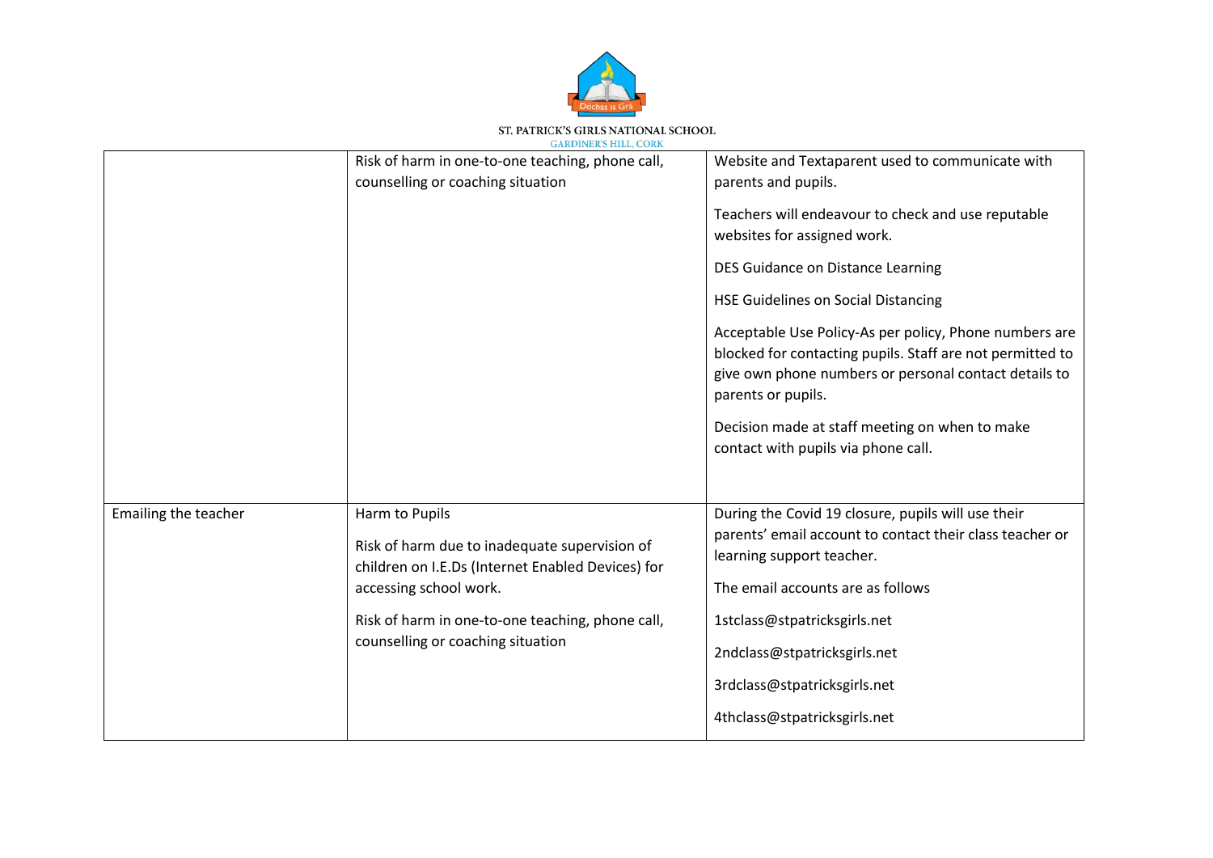| | | |
|---|---|---|
| | Risk of harm in one-to-one teaching, phone call, counselling or coaching situation | Website and Textaparent used to communicate with parents and pupils.<br><br>Teachers will endeavour to check and use reputable websites for assigned work.<br><br>DES Guidance on Distance Learning<br><br>HSE Guidelines on Social Distancing<br><br>Acceptable Use Policy-As per policy, Phone numbers are blocked for contacting pupils. Staff are not permitted to give own phone numbers or personal contact details to parents or pupils.<br><br>Decision made at staff meeting on when to make contact with pupils via phone call. |
| Emailing the teacher | Harm to Pupils<br><br>Risk of harm due to inadequate supervision of children on I.E.Ds (Internet Enabled Devices) for accessing school work.<br><br>Risk of harm in one-to-one teaching, phone call, counselling or coaching situation | During the Covid 19 closure, pupils will use their parents' email account to contact their class teacher or learning support teacher.<br><br>The email accounts are as follows<br><br>1stclass@stpatricksgirls.net<br><br>2ndclass@stpatricksgirls.net<br><br>3rdclass@stpatricksgirls.net<br><br>4thclass@stpatricksgirls.net |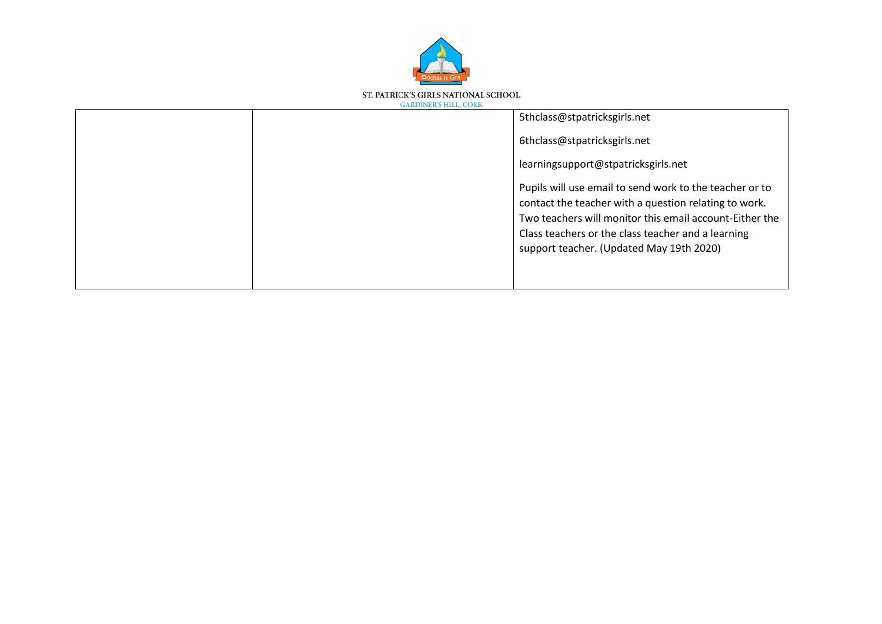| | | |
|---|---|---|
| | | 5thclass@stpatricksgirls.net<br><br>6thclass@stpatricksgirls.net<br><br>learningsupport@stpatricksgirls.net<br><br>Pupils will use email to send work to the teacher or to contact the teacher with a question relating to work. Two teachers will monitor this email account-Either the Class teachers or the class teacher and a learning support teacher. (Updated May 19th 2020) |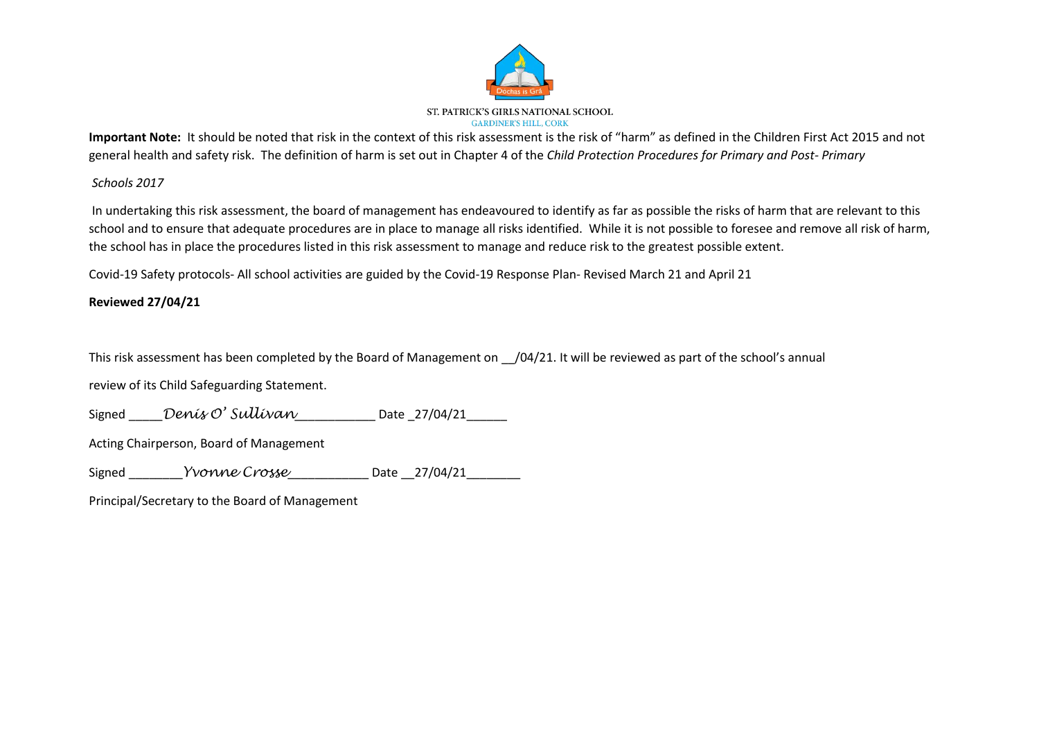ST. PATRICK'S GIRLS NATIONAL SCHOOL
GARDINER'S HILL, CORK

**Important Note:** It should be noted that risk in the context of this risk assessment is the risk of "harm" as defined in the Children First Act 2015 and not general health and safety risk. The definition of harm is set out in Chapter 4 of the *Child Protection Procedures for Primary and Post- Primary Schools 2017*

In undertaking this risk assessment, the board of management has endeavoured to identify as far as possible the risks of harm that are relevant to this school and to ensure that adequate procedures are in place to manage all risks identified. While it is not possible to foresee and remove all risk of harm, the school has in place the procedures listed in this risk assessment to manage and reduce risk to the greatest possible extent.

Covid-19 Safety protocols- All school activities are guided by the Covid-19 Response Plan- Revised March 21 and April 21

**Reviewed 27/04/21**

This risk assessment has been completed by the Board of Management on __/04/21. It will be reviewed as part of the school's annual review of its Child Safeguarding Statement.

Signed _____*Denis O' Sullivan*___________ Date _27/04/21______

Acting Chairperson, Board of Management

Signed ________*Yvonne Crosse*___________ Date __27/04/21________

Principal/Secretary to the Board of Management